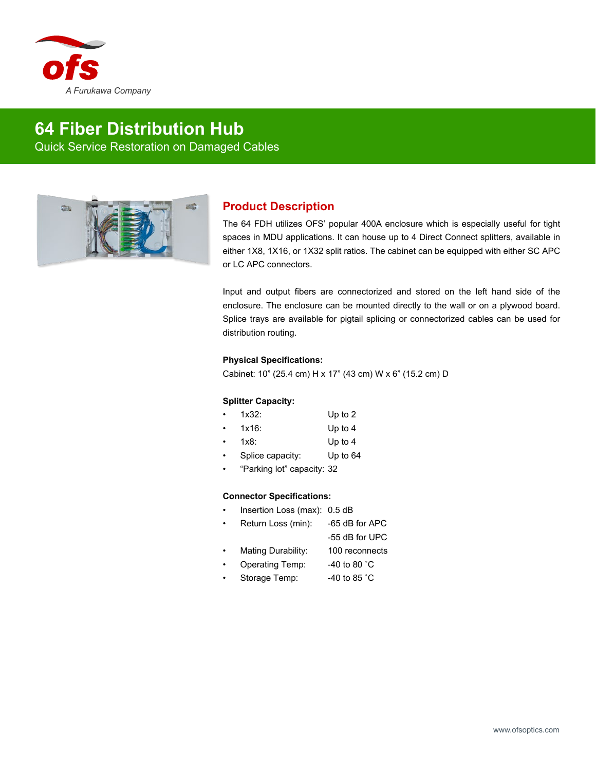ofs

*A Furukawa Company*

# 64 Fiber Distribution Hub

Quick Service Restoration on Damaged Cables

## Product Description

The 64 FDH utilizes OFS' popular 400A enclosure which is especially useful for tight spaces in MDU applications. It can house up to 4 Direct Connect splitters, available in either 1X8, 1X16, or 1X32 split ratios. The cabinet can be equipped with either SC APC or LC APC connectors.

Input and output fibers are connectorized and stored on the left hand side of the enclosure. The enclosure can be mounted directly to the wall or on a plywood board. Splice trays are available for pigtail splicing or connectorized cables can be used for distribution routing.

**Physical Specifications:**

Cabinet: 10" (25.4 cm) H x 17" (43 cm) W x 6" (15.2 cm) D

**Splitter Capacity:**

- 1x32: Up to 2
- 1x16: Up to 4
- 1x8: Up to 4
- Splice capacity: Up to 64
- "Parking lot" capacity: 32

**Connector Specifications:**

- Insertion Loss (max): 0.5 dB
- Return Loss (min): -65 dB for APC
  -55 dB for UPC
- Mating Durability: 100 reconnects
- Operating Temp: -40 to 80 ˚C
- Storage Temp: -40 to 85 ˚C

www.ofsoptics.com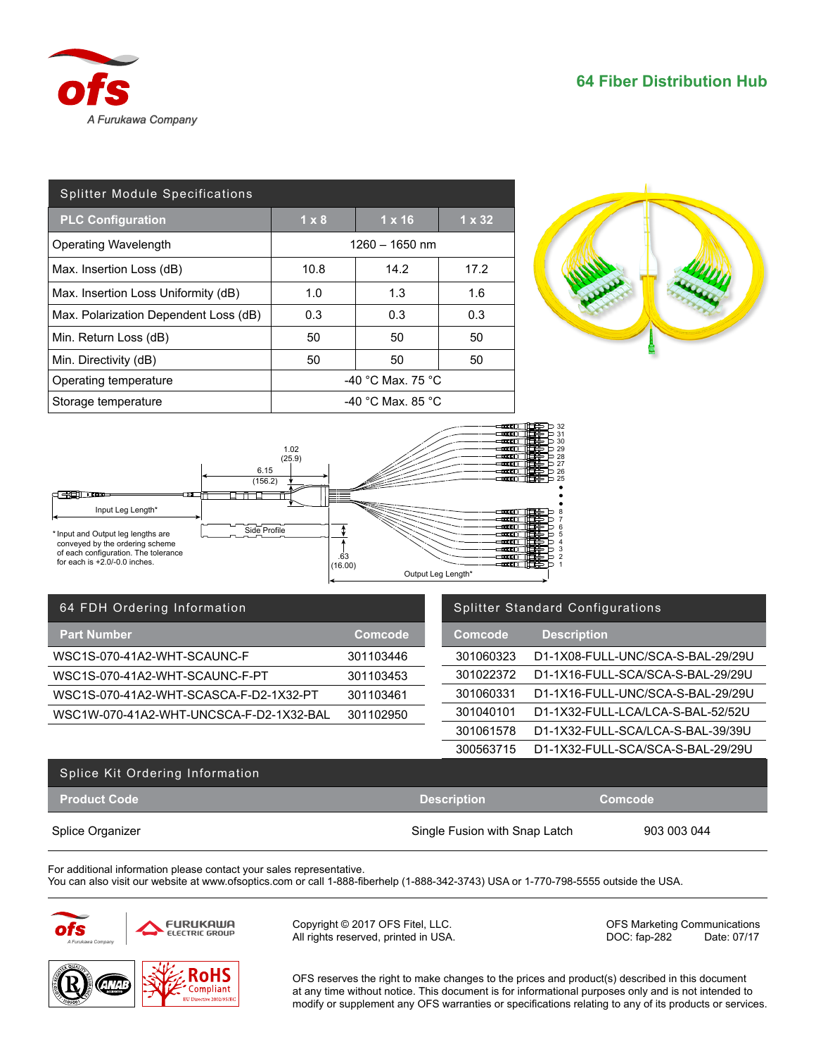## 64 Fiber Distribution Hub

| Splitter Module Specifications | | | |
|---|---|---|---|
| **PLC Configuration** | **1 x 8** | **1 x 16** | **1 x 32** |
| Operating Wavelength | 1260 – 1650 nm | | |
| Max. Insertion Loss (dB) | 10.8 | 14.2 | 17.2 |
| Max. Insertion Loss Uniformity (dB) | 1.0 | 1.3 | 1.6 |
| Max. Polarization Dependent Loss (dB) | 0.3 | 0.3 | 0.3 |
| Min. Return Loss (dB) | 50 | 50 | 50 |
| Min. Directivity (dB) | 50 | 50 | 50 |
| Operating temperature | -40 °C Max. 75 °C | | |
| Storage temperature | -40 °C Max. 85 °C | | |

1.02
(25.9)
6.15
(156.2)
Input Leg Length*
Side Profile
.63
(16.00)
Output Leg Length*
32 31 30 29 28 27 26 25 • • • 8 7 6 5 4 3 2 1

* Input and Output leg lengths are conveyed by the ordering scheme of each configuration. The tolerance for each is +2.0/-0.0 inches.

### 64 FDH Ordering Information

| Part Number | Comcode |
|---|---|
| WSC1S-070-41A2-WHT-SCAUNC-F | 301103446 |
| WSC1S-070-41A2-WHT-SCAUNC-F-PT | 301103453 |
| WSC1S-070-41A2-WHT-SCASCA-F-D2-1X32-PT | 301103461 |
| WSC1W-070-41A2-WHT-UNCSCA-F-D2-1X32-BAL | 301102950 |

### Splitter Standard Configurations

| Comcode | Description |
|---|---|
| 301060323 | D1-1X08-FULL-UNC/SCA-S-BAL-29/29U |
| 301022372 | D1-1X16-FULL-SCA/SCA-S-BAL-29/29U |
| 301060331 | D1-1X16-FULL-UNC/SCA-S-BAL-29/29U |
| 301040101 | D1-1X32-FULL-LCA/LCA-S-BAL-52/52U |
| 301061578 | D1-1X32-FULL-SCA/LCA-S-BAL-39/39U |
| 300563715 | D1-1X32-FULL-SCA/SCA-S-BAL-29/29U |

### Splice Kit Ordering Information

| Product Code | Description | Comcode |
|---|---|---|
| Splice Organizer | Single Fusion with Snap Latch | 903 003 044 |

For additional information please contact your sales representative.
You can also visit our website at www.ofsoptics.com or call 1-888-fiberhelp (1-888-342-3743) USA or 1-770-798-5555 outside the USA.

Copyright © 2017 OFS Fitel, LLC.
All rights reserved, printed in USA.

OFS Marketing Communications
DOC: fap-282 Date: 07/17

OFS reserves the right to make changes to the prices and product(s) described in this document at any time without notice. This document is for informational purposes only and is not intended to modify or supplement any OFS warranties or specifications relating to any of its products or services.